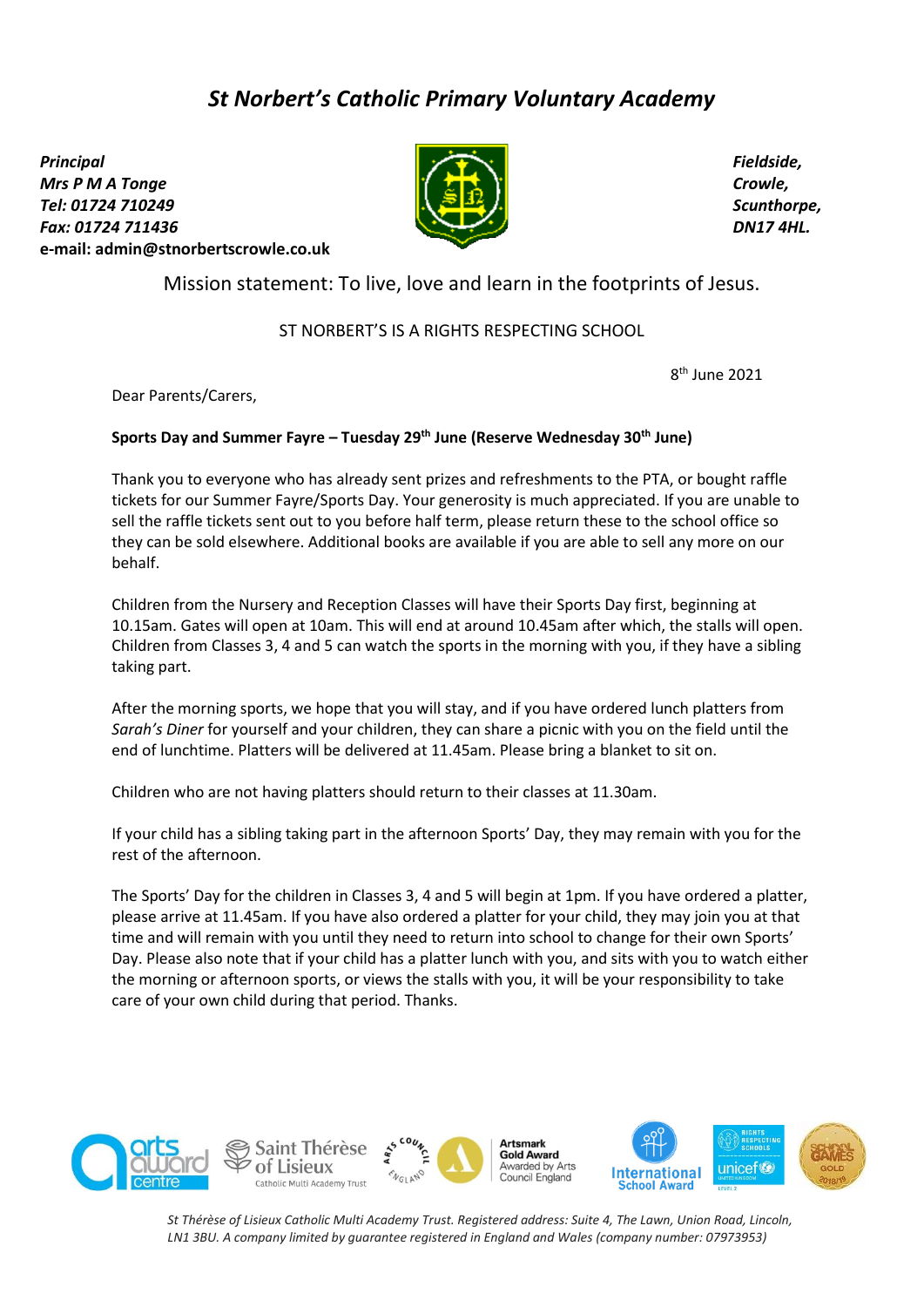# *St Norbert's Catholic Primary Voluntary Academy*

***Principal***
***Mrs P M A Tonge***
***Tel: 01724 710249***
***Fax: 01724 711436***
**e-mail: admin@stnorbertscrowle.co.uk**

***Fieldside,***
***Crowle,***
***Scunthorpe,***
***DN17 4HL.***

Mission statement: To live, love and learn in the footprints of Jesus.

ST NORBERT'S IS A RIGHTS RESPECTING SCHOOL

8th June 2021

Dear Parents/Carers,

**Sports Day and Summer Fayre – Tuesday 29th June (Reserve Wednesday 30th June)**

Thank you to everyone who has already sent prizes and refreshments to the PTA, or bought raffle tickets for our Summer Fayre/Sports Day. Your generosity is much appreciated. If you are unable to sell the raffle tickets sent out to you before half term, please return these to the school office so they can be sold elsewhere. Additional books are available if you are able to sell any more on our behalf.

Children from the Nursery and Reception Classes will have their Sports Day first, beginning at 10.15am. Gates will open at 10am. This will end at around 10.45am after which, the stalls will open. Children from Classes 3, 4 and 5 can watch the sports in the morning with you, if they have a sibling taking part.

After the morning sports, we hope that you will stay, and if you have ordered lunch platters from *Sarah's Diner* for yourself and your children, they can share a picnic with you on the field until the end of lunchtime. Platters will be delivered at 11.45am. Please bring a blanket to sit on.

Children who are not having platters should return to their classes at 11.30am.

If your child has a sibling taking part in the afternoon Sports' Day, they may remain with you for the rest of the afternoon.

The Sports' Day for the children in Classes 3, 4 and 5 will begin at 1pm. If you have ordered a platter, please arrive at 11.45am. If you have also ordered a platter for your child, they may join you at that time and will remain with you until they need to return into school to change for their own Sports' Day. Please also note that if your child has a platter lunch with you, and sits with you to watch either the morning or afternoon sports, or views the stalls with you, it will be your responsibility to take care of your own child during that period. Thanks.

*St Thérèse of Lisieux Catholic Multi Academy Trust. Registered address: Suite 4, The Lawn, Union Road, Lincoln, LN1 3BU. A company limited by guarantee registered in England and Wales (company number: 07973953)*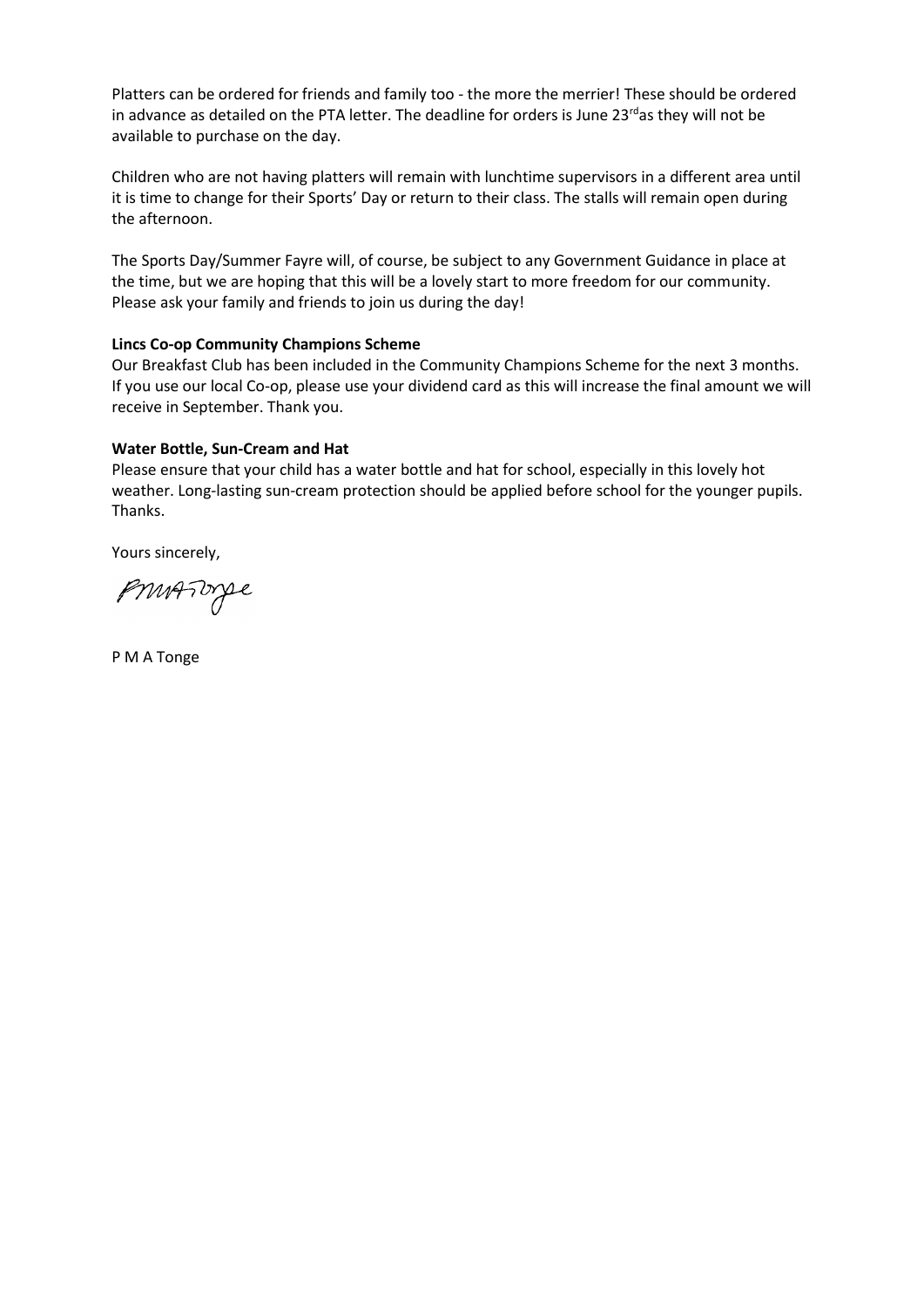Platters can be ordered for friends and family too - the more the merrier! These should be ordered in advance as detailed on the PTA letter. The deadline for orders is June 23rd as they will not be available to purchase on the day.

Children who are not having platters will remain with lunchtime supervisors in a different area until it is time to change for their Sports' Day or return to their class. The stalls will remain open during the afternoon.

The Sports Day/Summer Fayre will, of course, be subject to any Government Guidance in place at the time, but we are hoping that this will be a lovely start to more freedom for our community. Please ask your family and friends to join us during the day!

**Lincs Co-op Community Champions Scheme**

Our Breakfast Club has been included in the Community Champions Scheme for the next 3 months. If you use our local Co-op, please use your dividend card as this will increase the final amount we will receive in September. Thank you.

**Water Bottle, Sun-Cream and Hat**

Please ensure that your child has a water bottle and hat for school, especially in this lovely hot weather. Long-lasting sun-cream protection should be applied before school for the younger pupils. Thanks.

Yours sincerely,

P M A Tonge